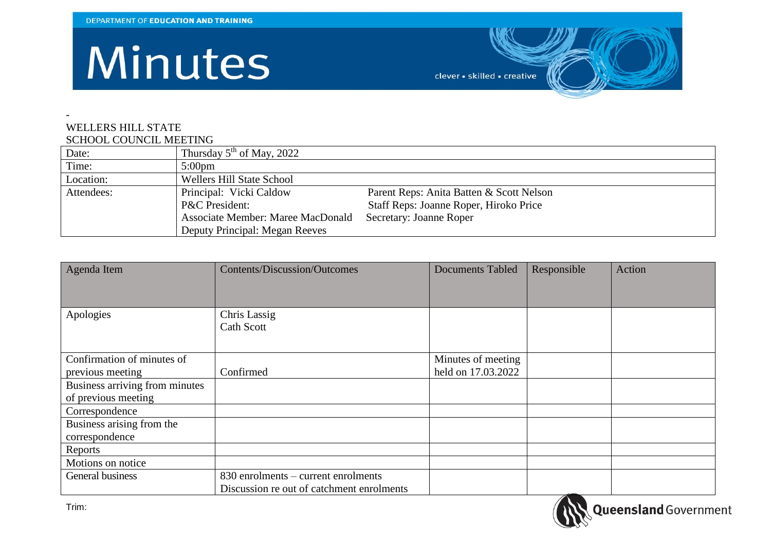DEPARTMENT OF **EDUCATION AND TRAINING**

# Minutes

clever • skilled • creative

-

WELLERS HILL STATE
SCHOOL COUNCIL MEETING

| Date: | Thursday 5th of May, 2022 | |
|---|---|---|
| Time: | 5:00pm | |
| Location: | Wellers Hill State School | |
| Attendees: | Principal: Vicki Caldow<br>P&C President:<br>Associate Member: Maree MacDonald<br>Deputy Principal: Megan Reeves | Parent Reps: Anita Batten & Scott Nelson<br>Staff Reps: Joanne Roper, Hiroko Price<br>Secretary: Joanne Roper |

| Agenda Item | Contents/Discussion/Outcomes | Documents Tabled | Responsible | Action |
|---|---|---|---|---|
| Apologies | Chris Lassig<br>Cath Scott | | | |
| Confirmation of minutes of previous meeting | Confirmed | Minutes of meeting held on 17.03.2022 | | |
| Business arriving from minutes of previous meeting | | | | |
| Correspondence | | | | |
| Business arising from the correspondence | | | | |
| Reports | | | | |
| Motions on notice | | | | |
| General business | 830 enrolments – current enrolments<br>Discussion re out of catchment enrolments | | | |

Trim:

**Queensland** Government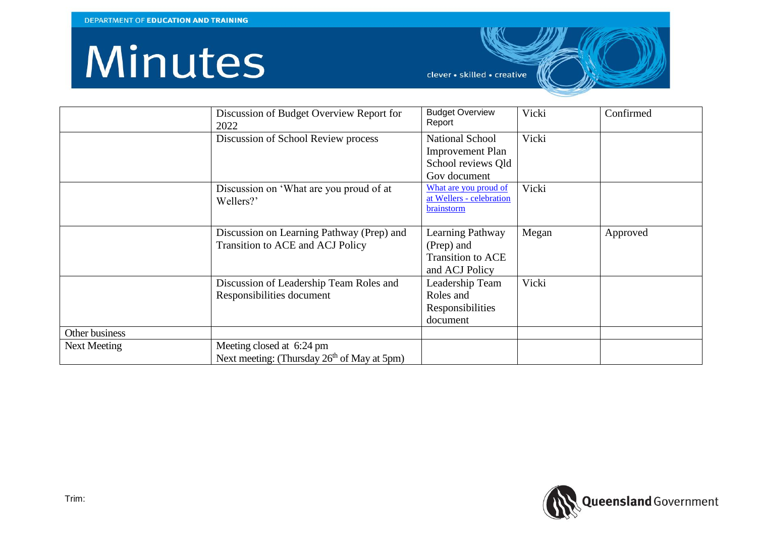# Minutes

| | | | | |
|---|---|---|---|---|
| | Discussion of Budget Overview Report for 2022 | Budget Overview Report | Vicki | Confirmed |
| | Discussion of School Review process | National School Improvement Plan School reviews Qld Gov document | Vicki | |
| | Discussion on 'What are you proud of at Wellers?' | What are you proud of at Wellers - celebration brainstorm | Vicki | |
| | Discussion on Learning Pathway (Prep) and Transition to ACE and ACJ Policy | Learning Pathway (Prep) and Transition to ACE and ACJ Policy | Megan | Approved |
| | Discussion of Leadership Team Roles and Responsibilities document | Leadership Team Roles and Responsibilities document | Vicki | |
| Other business | | | | |
| Next Meeting | Meeting closed at 6:24 pm<br>Next meeting: (Thursday 26th of May at 5pm) | | | |

Trim: